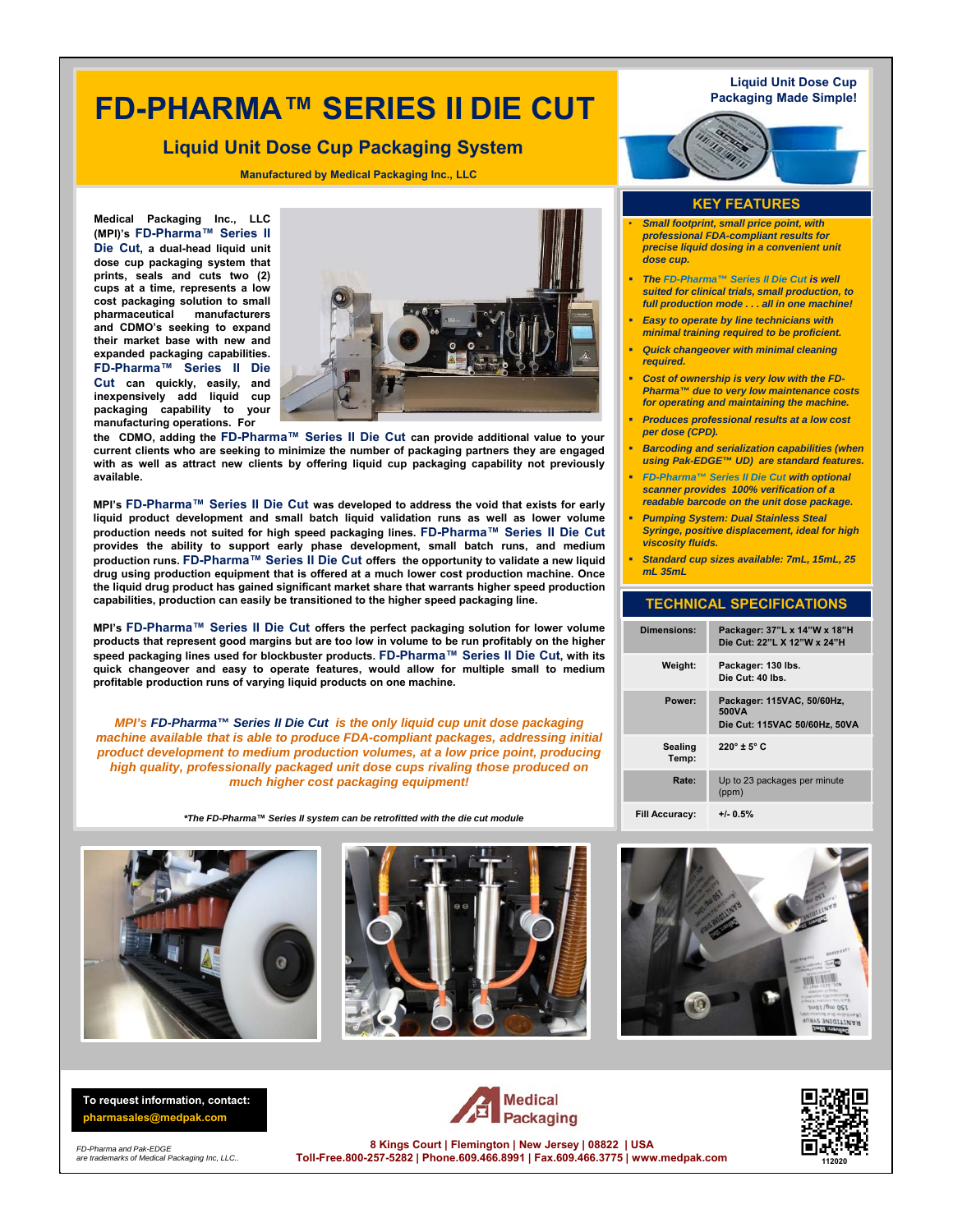# FD-PHARMA™ SERIES II DIE CUT

## Liquid Unit Dose Cup Packaging System

**Manufactured by Medical Packaging Inc., LLC**

**Liquid Unit Dose Cup Packaging Made Simple!**

**Medical Packaging Inc., LLC (MPI)'s FD-Pharma™ Series II Die Cut, a dual-head liquid unit dose cup packaging system that prints, seals and cuts two (2) cups at a time, represents a low cost packaging solution to small pharmaceutical manufacturers and CDMO's seeking to expand their market base with new and expanded packaging capabilities. FD-Pharma™ Series II Die Cut can quickly, easily, and inexpensively add liquid cup packaging capability to your manufacturing operations. For the CDMO, adding the FD-Pharma™ Series II Die Cut can provide additional value to your current clients who are seeking to minimize the number of packaging partners they are engaged with as well as attract new clients by offering liquid cup packaging capability not previously available.**

**MPI's FD-Pharma™ Series II Die Cut was developed to address the void that exists for early liquid product development and small batch liquid validation runs as well as lower volume production needs not suited for high speed packaging lines. FD-Pharma™ Series II Die Cut provides the ability to support early phase development, small batch runs, and medium production runs. FD-Pharma™ Series II Die Cut offers the opportunity to validate a new liquid drug using production equipment that is offered at a much lower cost production machine. Once the liquid drug product has gained significant market share that warrants higher speed production capabilities, production can easily be transitioned to the higher speed packaging line.**

**MPI's FD-Pharma™ Series II Die Cut offers the perfect packaging solution for lower volume products that represent good margins but are too low in volume to be run profitably on the higher speed packaging lines used for blockbuster products. FD-Pharma™ Series II Die Cut, with its quick changeover and easy to operate features, would allow for multiple small to medium profitable production runs of varying liquid products on one machine.**

***MPI's FD-Pharma™ Series II Die Cut is the only liquid cup unit dose packaging machine available that is able to produce FDA-compliant packages, addressing initial product development to medium production volumes, at a low price point, producing high quality, professionally packaged unit dose cups rivaling those produced on much higher cost packaging equipment!***

***The FD-Pharma™ Series II system can be retrofitted with the die cut module*

## KEY FEATURES

- ***Small footprint, small price point, with professional FDA-compliant results for precise liquid dosing in a convenient unit dose cup.***
- ***The FD-Pharma™ Series II Die Cut is well suited for clinical trials, small production, to full production mode . . . all in one machine!***
- ***Easy to operate by line technicians with minimal training required to be proficient.***
- ***Quick changeover with minimal cleaning required.***
- ***Cost of ownership is very low with the FD-Pharma™ due to very low maintenance costs for operating and maintaining the machine.***
- ***Produces professional results at a low cost per dose (CPD).***
- ***Barcoding and serialization capabilities (when using Pak-EDGE™ UD) are standard features.***
- ***FD-Pharma™ Series II Die Cut with optional scanner provides 100% verification of a readable barcode on the unit dose package.***
- ***Pumping System: Dual Stainless Steal Syringe, positive displacement, ideal for high viscosity fluids.***
- ***Standard cup sizes available: 7mL, 15mL, 25 mL 35mL***

## TECHNICAL SPECIFICATIONS

| | |
|---|---|
| **Dimensions:** | **Packager: 37"L x 14"W x 18"H**<br>**Die Cut: 22"L X 12"W x 24"H** |
| **Weight:** | **Packager: 130 lbs.**<br>**Die Cut: 40 lbs.** |
| **Power:** | **Packager: 115VAC, 50/60Hz, 500VA**<br>**Die Cut: 115VAC 50/60Hz, 50VA** |
| **Sealing Temp:** | **220° ± 5° C** |
| **Rate:** | Up to 23 packages per minute (ppm) |
| **Fill Accuracy:** | **+/- 0.5%** |

**To request information, contact:**
**pharmasales@medpak.com**

*FD-Pharma and Pak-EDGE are trademarks of Medical Packaging Inc, LLC..*

**Medical Packaging**

**8 Kings Court | Flemington | New Jersey | 08822 | USA**
**Toll-Free.800-257-5282 | Phone.609.466.8991 | Fax.609.466.3775 | www.medpak.com**

112020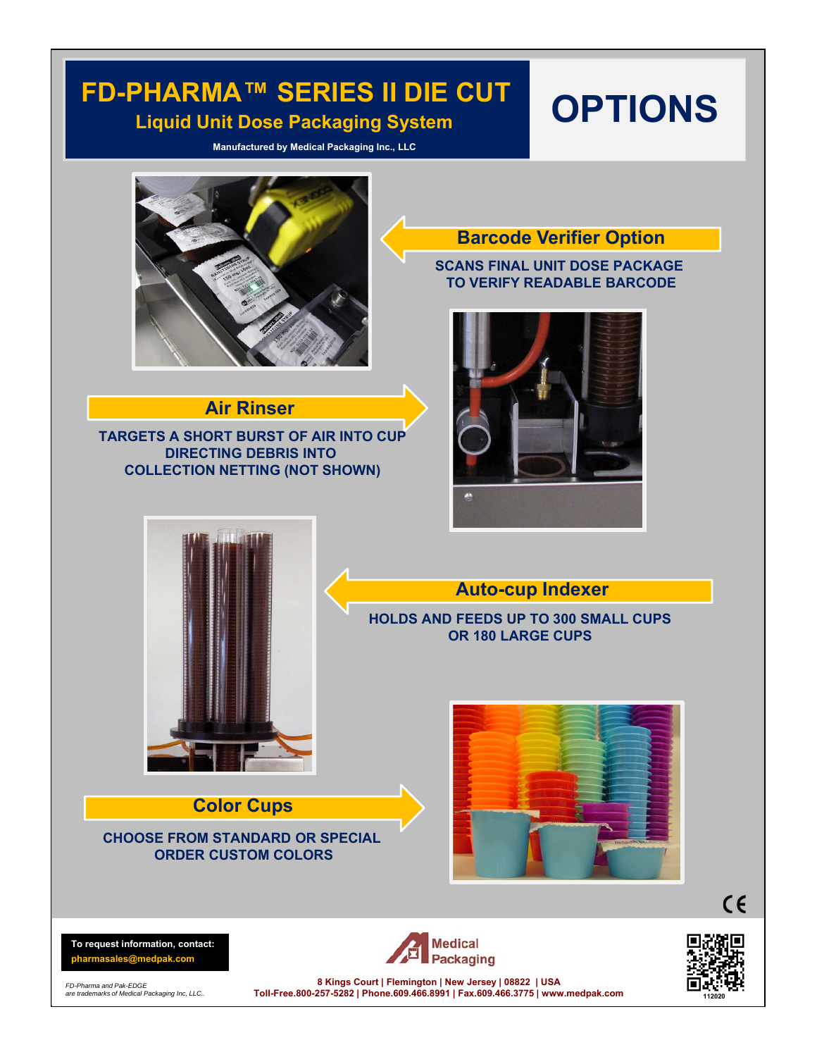# FD-PHARMA™ SERIES II DIE CUT

## Liquid Unit Dose Packaging System

**Manufactured by Medical Packaging Inc., LLC**

# OPTIONS

## Barcode Verifier Option

SCANS FINAL UNIT DOSE PACKAGE TO VERIFY READABLE BARCODE

## Air Rinser

TARGETS A SHORT BURST OF AIR INTO CUP DIRECTING DEBRIS INTO COLLECTION NETTING (NOT SHOWN)

## Auto-cup Indexer

HOLDS AND FEEDS UP TO 300 SMALL CUPS OR 180 LARGE CUPS

## Color Cups

CHOOSE FROM STANDARD OR SPECIAL ORDER CUSTOM COLORS

CE

**To request information, contact:**
**pharmasales@medpak.com**

*FD-Pharma and Pak-EDGE are trademarks of Medical Packaging Inc, LLC..*

Medical Packaging

**8 Kings Court | Flemington | New Jersey | 08822 | USA**
**Toll-Free.800-257-5282 | Phone.609.466.8991 | Fax.609.466.3775 | www.medpak.com**

112020